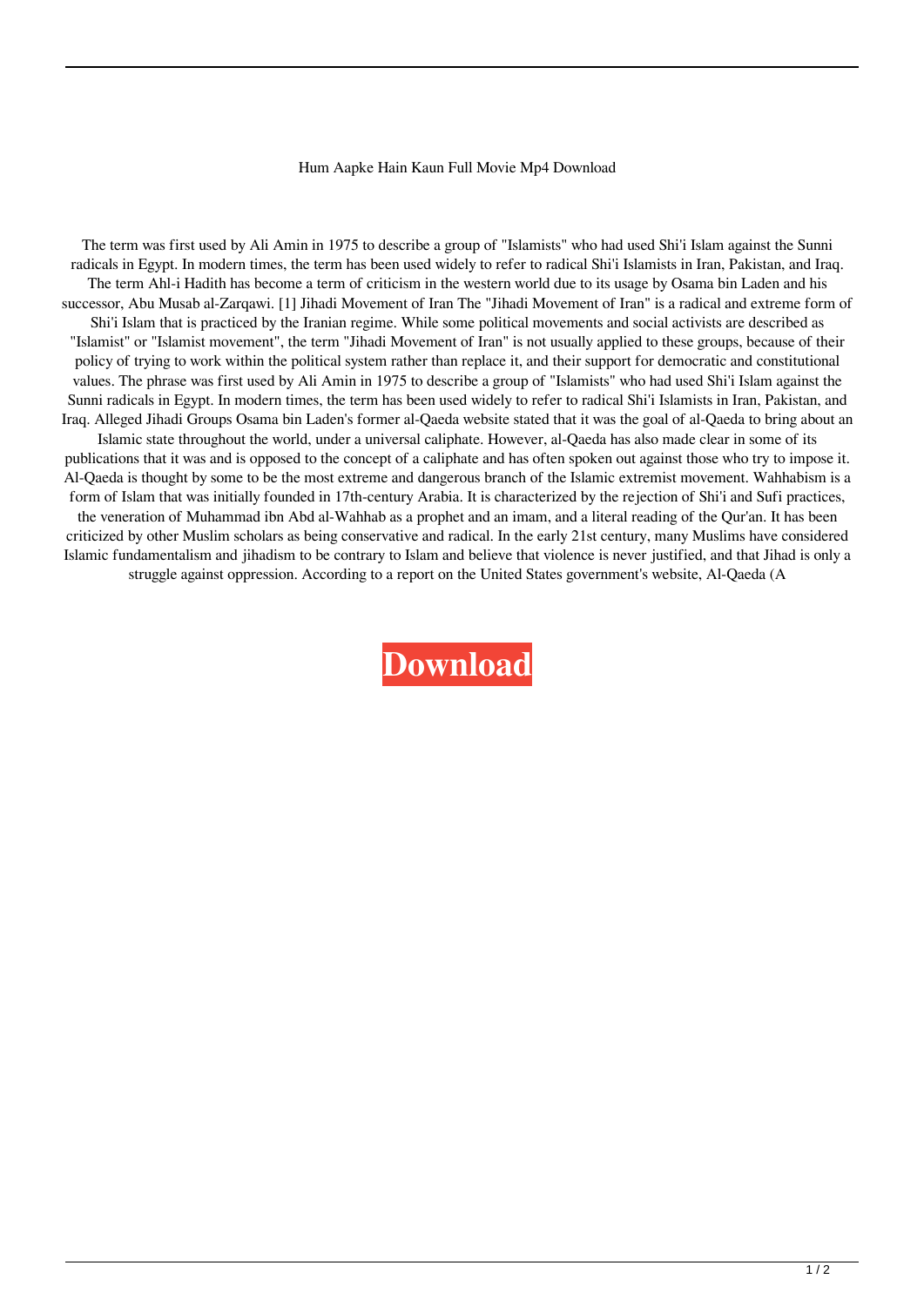Hum Aapke Hain Kaun Full Movie Mp4 Download

The term was first used by Ali Amin in 1975 to describe a group of "Islamists" who had used Shi'i Islam against the Sunni radicals in Egypt. In modern times, the term has been used widely to refer to radical Shi'i Islamists in Iran, Pakistan, and Iraq. The term Ahl-i Hadith has become a term of criticism in the western world due to its usage by Osama bin Laden and his successor, Abu Musab al-Zarqawi. [1] Jihadi Movement of Iran The "Jihadi Movement of Iran" is a radical and extreme form of Shi'i Islam that is practiced by the Iranian regime. While some political movements and social activists are described as "Islamist" or "Islamist movement", the term "Jihadi Movement of Iran" is not usually applied to these groups, because of their policy of trying to work within the political system rather than replace it, and their support for democratic and constitutional values. The phrase was first used by Ali Amin in 1975 to describe a group of "Islamists" who had used Shi'i Islam against the Sunni radicals in Egypt. In modern times, the term has been used widely to refer to radical Shi'i Islamists in Iran, Pakistan, and Iraq. Alleged Jihadi Groups Osama bin Laden's former al-Qaeda website stated that it was the goal of al-Qaeda to bring about an Islamic state throughout the world, under a universal caliphate. However, al-Qaeda has also made clear in some of its publications that it was and is opposed to the concept of a caliphate and has often spoken out against those who try to impose it. Al-Qaeda is thought by some to be the most extreme and dangerous branch of the Islamic extremist movement. Wahhabism is a form of Islam that was initially founded in 17th-century Arabia. It is characterized by the rejection of Shi'i and Sufi practices, the veneration of Muhammad ibn Abd al-Wahhab as a prophet and an imam, and a literal reading of the Qur'an. It has been criticized by other Muslim scholars as being conservative and radical. In the early 21st century, many Muslims have considered Islamic fundamentalism and jihadism to be contrary to Islam and believe that violence is never justified, and that Jihad is only a struggle against oppression. According to a report on the United States government's website, Al-Qaeda (A

**Download**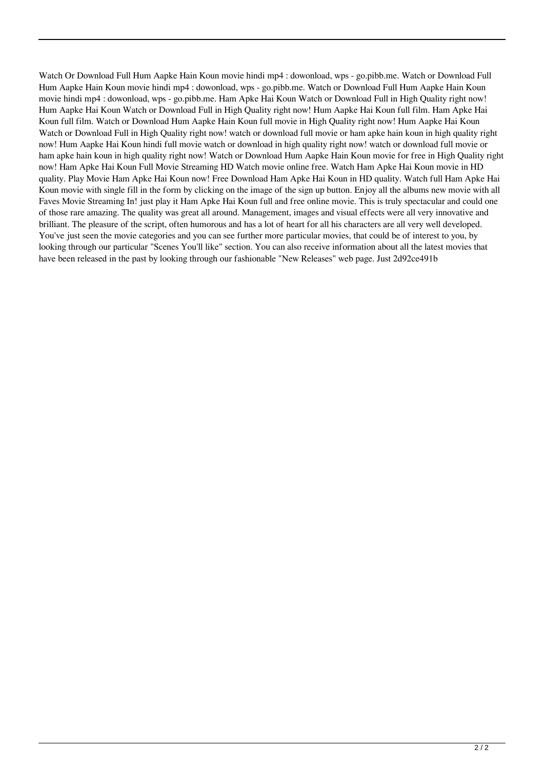Watch Or Download Full Hum Aapke Hain Koun movie hindi mp4 : dowonload, wps - go.pibb.me. Watch or Download Full Hum Aapke Hain Koun movie hindi mp4 : dowonload, wps - go.pibb.me. Watch or Download Full Hum Aapke Hain Koun movie hindi mp4 : dowonload, wps - go.pibb.me. Ham Apke Hai Koun Watch or Download Full in High Quality right now! Hum Aapke Hai Koun Watch or Download Full in High Quality right now! Hum Aapke Hai Koun full film. Ham Apke Hai Koun full film. Watch or Download Hum Aapke Hain Koun full movie in High Quality right now! Hum Aapke Hai Koun Watch or Download Full in High Quality right now! watch or download full movie or ham apke hain koun in high quality right now! Hum Aapke Hai Koun hindi full movie watch or download in high quality right now! watch or download full movie or ham apke hain koun in high quality right now! Watch or Download Hum Aapke Hain Koun movie for free in High Quality right now! Ham Apke Hai Koun Full Movie Streaming HD Watch movie online free. Watch Ham Apke Hai Koun movie in HD quality. Play Movie Ham Apke Hai Koun now! Free Download Ham Apke Hai Koun in HD quality. Watch full Ham Apke Hai Koun movie with single fill in the form by clicking on the image of the sign up button. Enjoy all the albums new movie with all Faves Movie Streaming In! just play it Ham Apke Hai Koun full and free online movie. This is truly spectacular and could one of those rare amazing. The quality was great all around. Management, images and visual effects were all very innovative and brilliant. The pleasure of the script, often humorous and has a lot of heart for all his characters are all very well developed. You've just seen the movie categories and you can see further more particular movies, that could be of interest to you, by looking through our particular "Scenes You'll like" section. You can also receive information about all the latest movies that have been released in the past by looking through our fashionable "New Releases" web page. Just 2d92ce491b